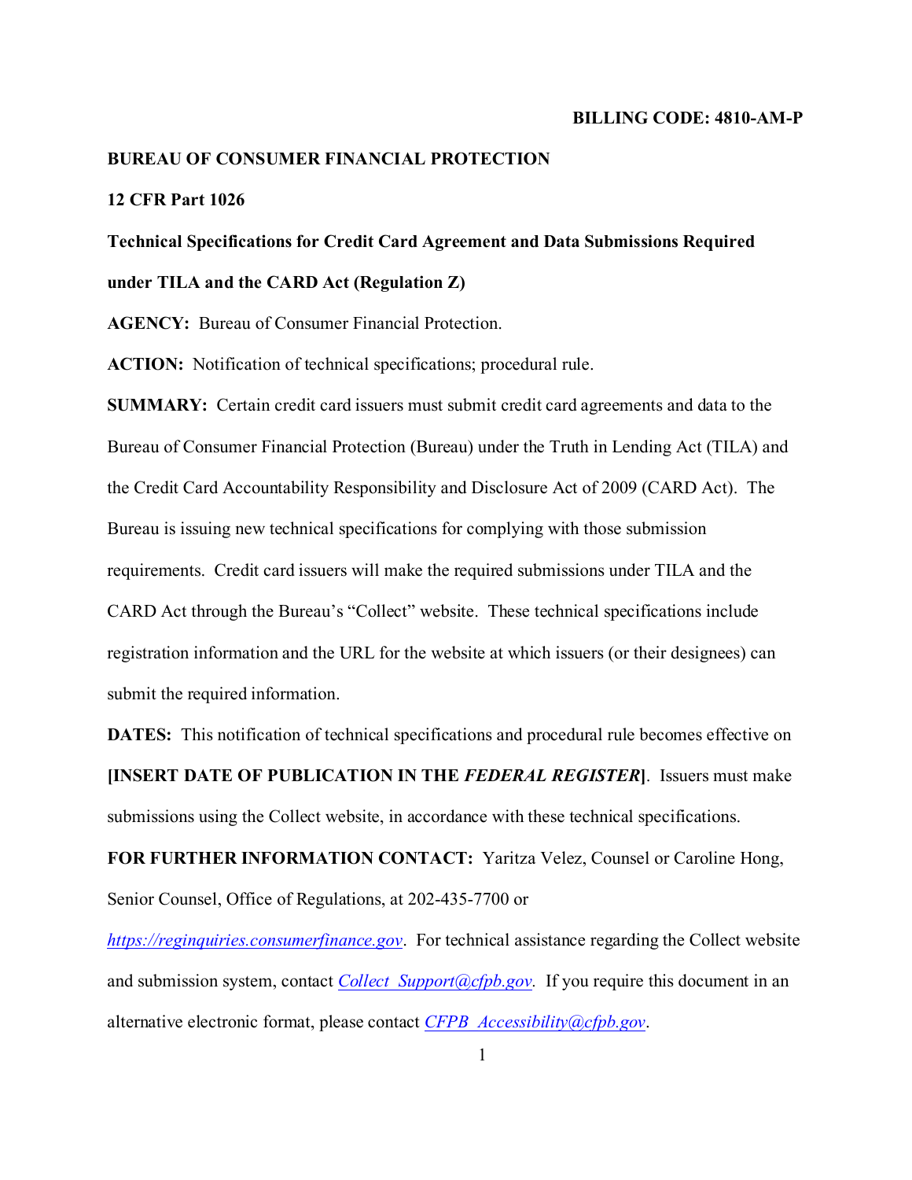**BILLING CODE: 4810-AM-P**

**BUREAU OF CONSUMER FINANCIAL PROTECTION**

**12 CFR Part 1026**

**Technical Specifications for Credit Card Agreement and Data Submissions Required under TILA and the CARD Act (Regulation Z)**

**AGENCY:** Bureau of Consumer Financial Protection.

**ACTION:** Notification of technical specifications; procedural rule.

**SUMMARY:** Certain credit card issuers must submit credit card agreements and data to the Bureau of Consumer Financial Protection (Bureau) under the Truth in Lending Act (TILA) and the Credit Card Accountability Responsibility and Disclosure Act of 2009 (CARD Act). The Bureau is issuing new technical specifications for complying with those submission requirements. Credit card issuers will make the required submissions under TILA and the CARD Act through the Bureau's "Collect" website. These technical specifications include registration information and the URL for the website at which issuers (or their designees) can submit the required information.

**DATES:** This notification of technical specifications and procedural rule becomes effective on **[INSERT DATE OF PUBLICATION IN THE *FEDERAL REGISTER*]**. Issuers must make submissions using the Collect website, in accordance with these technical specifications.

**FOR FURTHER INFORMATION CONTACT:** Yaritza Velez, Counsel or Caroline Hong, Senior Counsel, Office of Regulations, at 202-435-7700 or *https://reginquiries.consumerfinance.gov*. For technical assistance regarding the Collect website and submission system, contact *Collect_Support@cfpb.gov*. If you require this document in an alternative electronic format, please contact *CFPB_Accessibility@cfpb.gov*.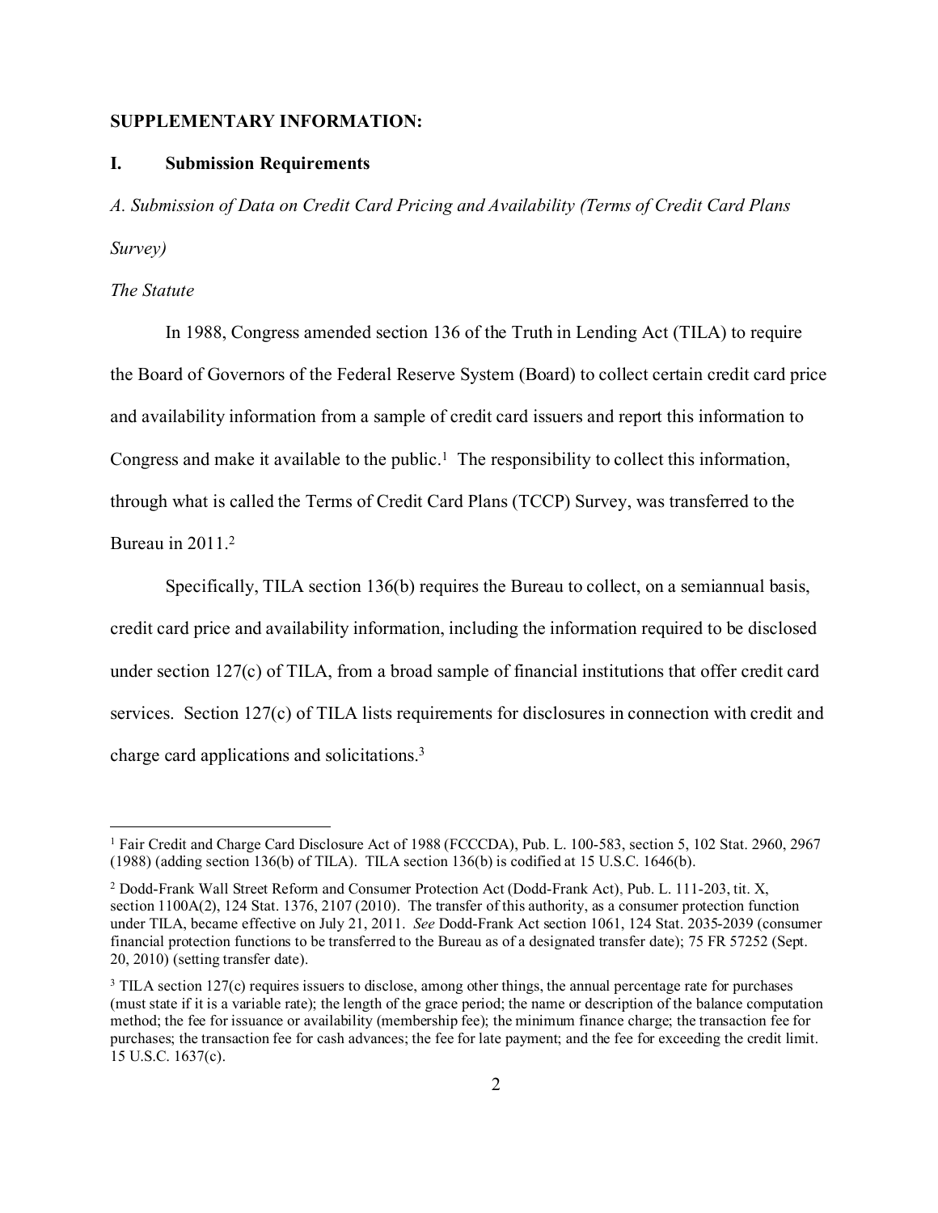## SUPPLEMENTARY INFORMATION:

### I. Submission Requirements

*A. Submission of Data on Credit Card Pricing and Availability (Terms of Credit Card Plans Survey)*

*The Statute*

In 1988, Congress amended section 136 of the Truth in Lending Act (TILA) to require the Board of Governors of the Federal Reserve System (Board) to collect certain credit card price and availability information from a sample of credit card issuers and report this information to Congress and make it available to the public.[1] The responsibility to collect this information, through what is called the Terms of Credit Card Plans (TCCP) Survey, was transferred to the Bureau in 2011.[2]

Specifically, TILA section 136(b) requires the Bureau to collect, on a semiannual basis, credit card price and availability information, including the information required to be disclosed under section 127(c) of TILA, from a broad sample of financial institutions that offer credit card services. Section 127(c) of TILA lists requirements for disclosures in connection with credit and charge card applications and solicitations.[3]

---

[1] Fair Credit and Charge Card Disclosure Act of 1988 (FCCCDA), Pub. L. 100-583, section 5, 102 Stat. 2960, 2967 (1988) (adding section 136(b) of TILA). TILA section 136(b) is codified at 15 U.S.C. 1646(b).

[2] Dodd-Frank Wall Street Reform and Consumer Protection Act (Dodd-Frank Act), Pub. L. 111-203, tit. X, section 1100A(2), 124 Stat. 1376, 2107 (2010). The transfer of this authority, as a consumer protection function under TILA, became effective on July 21, 2011. *See* Dodd-Frank Act section 1061, 124 Stat. 2035-2039 (consumer financial protection functions to be transferred to the Bureau as of a designated transfer date); 75 FR 57252 (Sept. 20, 2010) (setting transfer date).

[3] TILA section 127(c) requires issuers to disclose, among other things, the annual percentage rate for purchases (must state if it is a variable rate); the length of the grace period; the name or description of the balance computation method; the fee for issuance or availability (membership fee); the minimum finance charge; the transaction fee for purchases; the transaction fee for cash advances; the fee for late payment; and the fee for exceeding the credit limit. 15 U.S.C. 1637(c).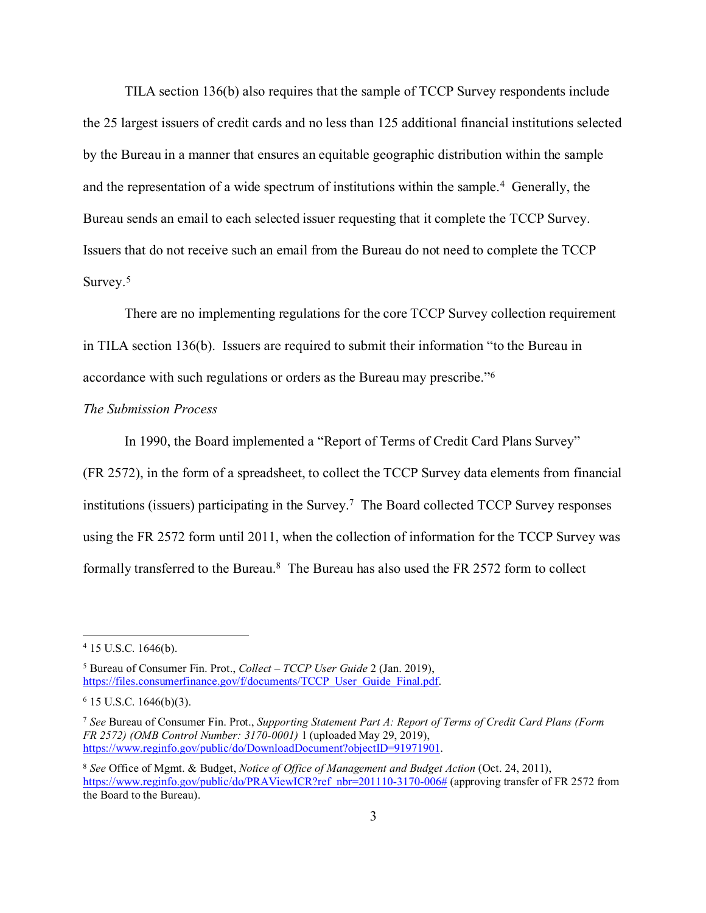TILA section 136(b) also requires that the sample of TCCP Survey respondents include the 25 largest issuers of credit cards and no less than 125 additional financial institutions selected by the Bureau in a manner that ensures an equitable geographic distribution within the sample and the representation of a wide spectrum of institutions within the sample.[4] Generally, the Bureau sends an email to each selected issuer requesting that it complete the TCCP Survey. Issuers that do not receive such an email from the Bureau do not need to complete the TCCP Survey.[5]

There are no implementing regulations for the core TCCP Survey collection requirement in TILA section 136(b). Issuers are required to submit their information "to the Bureau in accordance with such regulations or orders as the Bureau may prescribe."[6]

*The Submission Process*

In 1990, the Board implemented a "Report of Terms of Credit Card Plans Survey" (FR 2572), in the form of a spreadsheet, to collect the TCCP Survey data elements from financial institutions (issuers) participating in the Survey.[7] The Board collected TCCP Survey responses using the FR 2572 form until 2011, when the collection of information for the TCCP Survey was formally transferred to the Bureau.[8] The Bureau has also used the FR 2572 form to collect

---

[4] 15 U.S.C. 1646(b).

[5] Bureau of Consumer Fin. Prot., *Collect – TCCP User Guide* 2 (Jan. 2019), https://files.consumerfinance.gov/f/documents/TCCP_User_Guide_Final.pdf.

[6] 15 U.S.C. 1646(b)(3).

[7] *See* Bureau of Consumer Fin. Prot., *Supporting Statement Part A: Report of Terms of Credit Card Plans (Form FR 2572) (OMB Control Number: 3170-0001)* 1 (uploaded May 29, 2019), https://www.reginfo.gov/public/do/DownloadDocument?objectID=91971901.

[8] *See* Office of Mgmt. & Budget, *Notice of Office of Management and Budget Action* (Oct. 24, 2011), https://www.reginfo.gov/public/do/PRAViewICR?ref_nbr=201110-3170-006# (approving transfer of FR 2572 from the Board to the Bureau).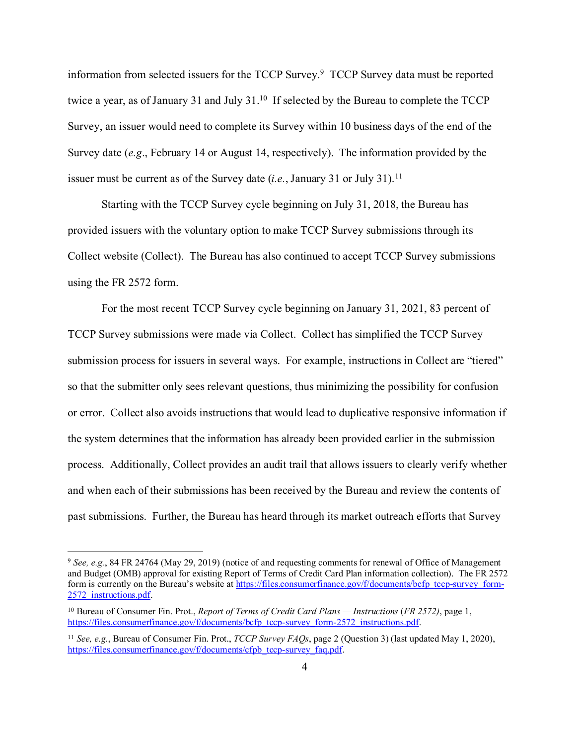information from selected issuers for the TCCP Survey.[9] TCCP Survey data must be reported twice a year, as of January 31 and July 31.[10] If selected by the Bureau to complete the TCCP Survey, an issuer would need to complete its Survey within 10 business days of the end of the Survey date (*e.g*., February 14 or August 14, respectively). The information provided by the issuer must be current as of the Survey date (*i.e.*, January 31 or July 31).[11]

Starting with the TCCP Survey cycle beginning on July 31, 2018, the Bureau has provided issuers with the voluntary option to make TCCP Survey submissions through its Collect website (Collect). The Bureau has also continued to accept TCCP Survey submissions using the FR 2572 form.

For the most recent TCCP Survey cycle beginning on January 31, 2021, 83 percent of TCCP Survey submissions were made via Collect. Collect has simplified the TCCP Survey submission process for issuers in several ways. For example, instructions in Collect are "tiered" so that the submitter only sees relevant questions, thus minimizing the possibility for confusion or error. Collect also avoids instructions that would lead to duplicative responsive information if the system determines that the information has already been provided earlier in the submission process. Additionally, Collect provides an audit trail that allows issuers to clearly verify whether and when each of their submissions has been received by the Bureau and review the contents of past submissions. Further, the Bureau has heard through its market outreach efforts that Survey

---

[9] *See, e.g.*, 84 FR 24764 (May 29, 2019) (notice of and requesting comments for renewal of Office of Management and Budget (OMB) approval for existing Report of Terms of Credit Card Plan information collection). The FR 2572 form is currently on the Bureau's website at https://files.consumerfinance.gov/f/documents/bcfp_tccp-survey_form-2572_instructions.pdf.

[10] Bureau of Consumer Fin. Prot., *Report of Terms of Credit Card Plans — Instructions* (*FR 2572)*, page 1, https://files.consumerfinance.gov/f/documents/bcfp_tccp-survey_form-2572_instructions.pdf.

[11] *See, e.g.*, Bureau of Consumer Fin. Prot., *TCCP Survey FAQs*, page 2 (Question 3) (last updated May 1, 2020), https://files.consumerfinance.gov/f/documents/cfpb_tccp-survey_faq.pdf.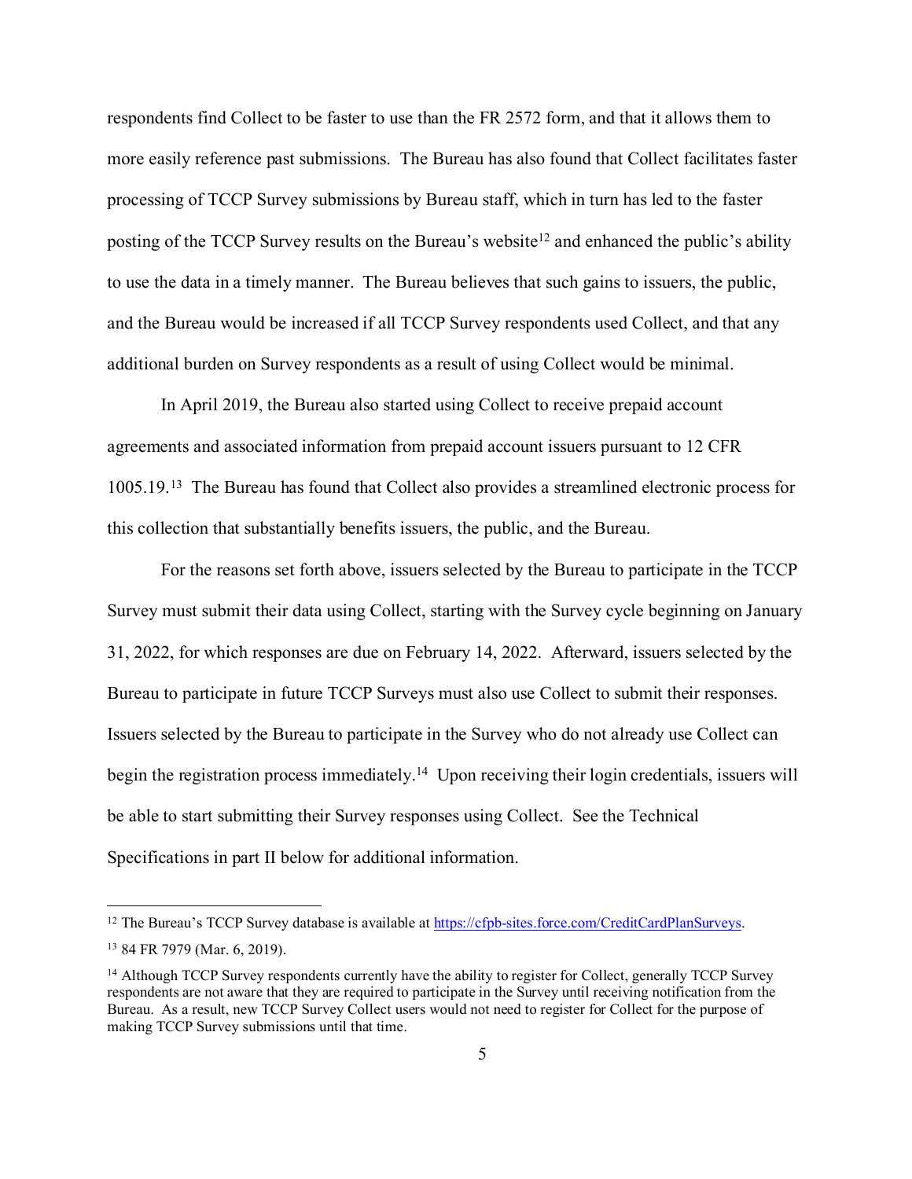respondents find Collect to be faster to use than the FR 2572 form, and that it allows them to more easily reference past submissions. The Bureau has also found that Collect facilitates faster processing of TCCP Survey submissions by Bureau staff, which in turn has led to the faster posting of the TCCP Survey results on the Bureau's website[12] and enhanced the public's ability to use the data in a timely manner. The Bureau believes that such gains to issuers, the public, and the Bureau would be increased if all TCCP Survey respondents used Collect, and that any additional burden on Survey respondents as a result of using Collect would be minimal.

In April 2019, the Bureau also started using Collect to receive prepaid account agreements and associated information from prepaid account issuers pursuant to 12 CFR 1005.19.[13] The Bureau has found that Collect also provides a streamlined electronic process for this collection that substantially benefits issuers, the public, and the Bureau.

For the reasons set forth above, issuers selected by the Bureau to participate in the TCCP Survey must submit their data using Collect, starting with the Survey cycle beginning on January 31, 2022, for which responses are due on February 14, 2022. Afterward, issuers selected by the Bureau to participate in future TCCP Surveys must also use Collect to submit their responses. Issuers selected by the Bureau to participate in the Survey who do not already use Collect can begin the registration process immediately.[14] Upon receiving their login credentials, issuers will be able to start submitting their Survey responses using Collect. See the Technical Specifications in part II below for additional information.

---

[12] The Bureau's TCCP Survey database is available at https://cfpb-sites.force.com/CreditCardPlanSurveys.

[13] 84 FR 7979 (Mar. 6, 2019).

[14] Although TCCP Survey respondents currently have the ability to register for Collect, generally TCCP Survey respondents are not aware that they are required to participate in the Survey until receiving notification from the Bureau. As a result, new TCCP Survey Collect users would not need to register for Collect for the purpose of making TCCP Survey submissions until that time.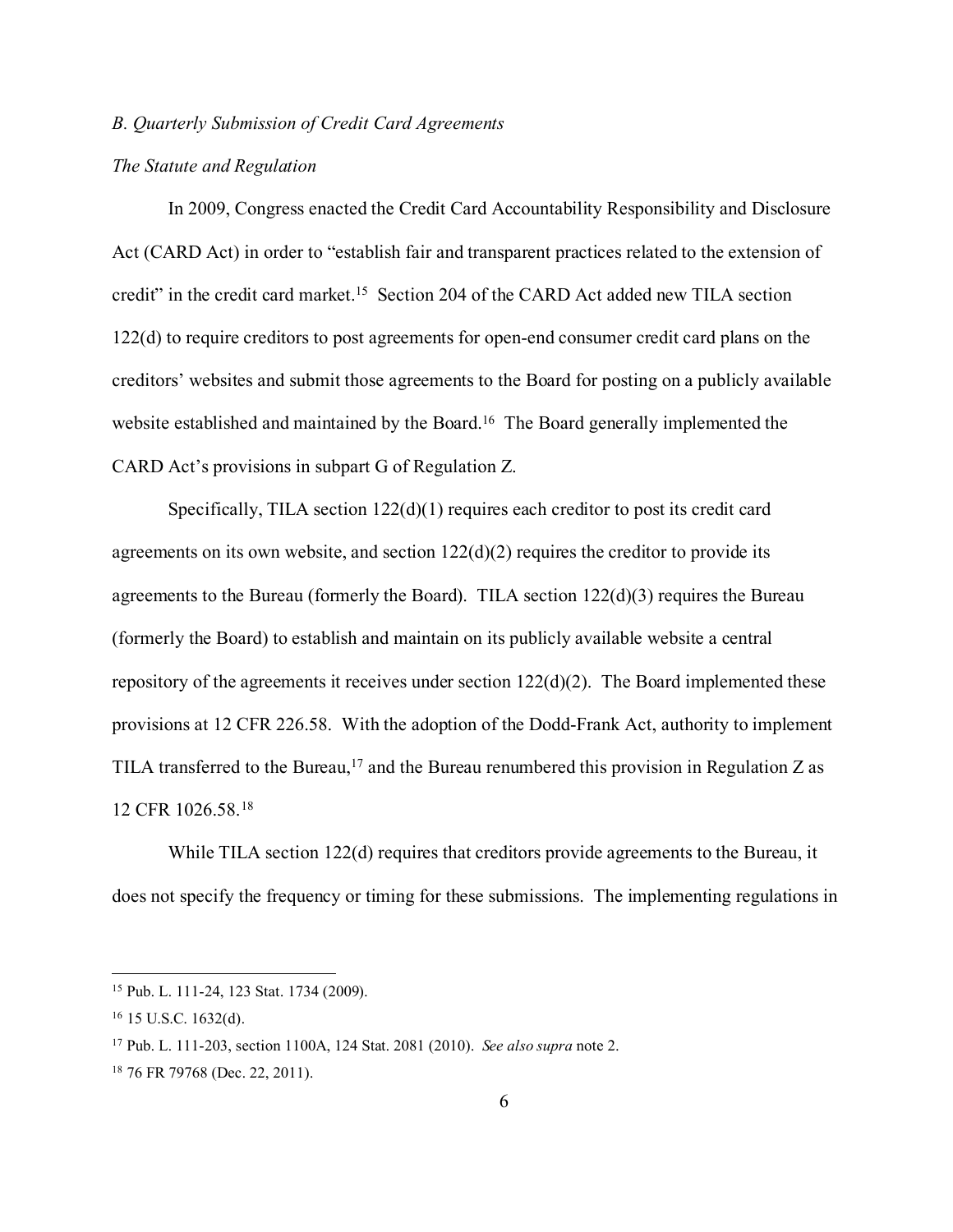*B. Quarterly Submission of Credit Card Agreements*

*The Statute and Regulation*

In 2009, Congress enacted the Credit Card Accountability Responsibility and Disclosure Act (CARD Act) in order to "establish fair and transparent practices related to the extension of credit" in the credit card market.[15] Section 204 of the CARD Act added new TILA section 122(d) to require creditors to post agreements for open-end consumer credit card plans on the creditors' websites and submit those agreements to the Board for posting on a publicly available website established and maintained by the Board.[16] The Board generally implemented the CARD Act's provisions in subpart G of Regulation Z.

Specifically, TILA section 122(d)(1) requires each creditor to post its credit card agreements on its own website, and section 122(d)(2) requires the creditor to provide its agreements to the Bureau (formerly the Board). TILA section 122(d)(3) requires the Bureau (formerly the Board) to establish and maintain on its publicly available website a central repository of the agreements it receives under section 122(d)(2). The Board implemented these provisions at 12 CFR 226.58. With the adoption of the Dodd-Frank Act, authority to implement TILA transferred to the Bureau,[17] and the Bureau renumbered this provision in Regulation Z as 12 CFR 1026.58.[18]

While TILA section 122(d) requires that creditors provide agreements to the Bureau, it does not specify the frequency or timing for these submissions. The implementing regulations in

---

[15] Pub. L. 111-24, 123 Stat. 1734 (2009).

[16] 15 U.S.C. 1632(d).

[17] Pub. L. 111-203, section 1100A, 124 Stat. 2081 (2010). *See also supra* note 2.

[18] 76 FR 79768 (Dec. 22, 2011).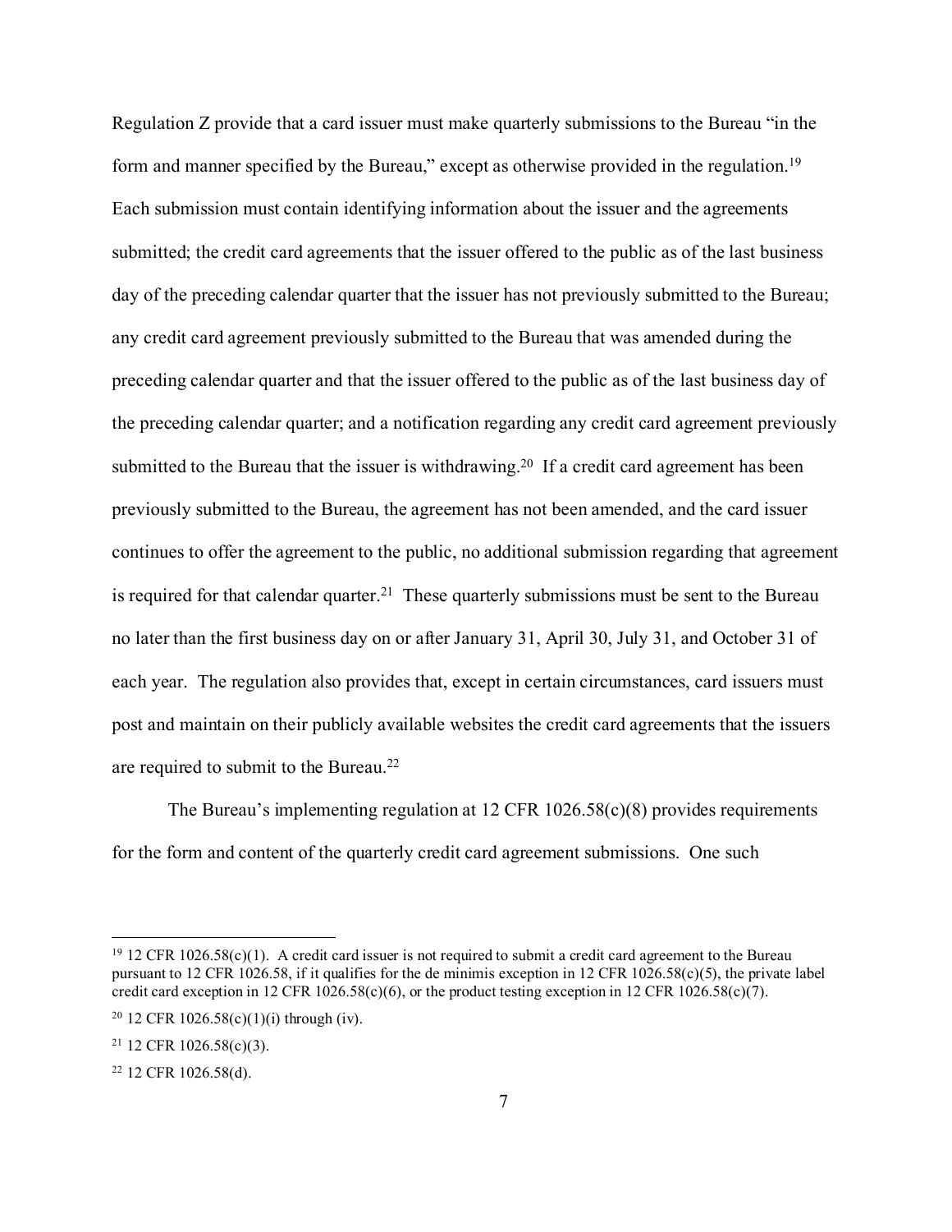Regulation Z provide that a card issuer must make quarterly submissions to the Bureau "in the form and manner specified by the Bureau," except as otherwise provided in the regulation.[19] Each submission must contain identifying information about the issuer and the agreements submitted; the credit card agreements that the issuer offered to the public as of the last business day of the preceding calendar quarter that the issuer has not previously submitted to the Bureau; any credit card agreement previously submitted to the Bureau that was amended during the preceding calendar quarter and that the issuer offered to the public as of the last business day of the preceding calendar quarter; and a notification regarding any credit card agreement previously submitted to the Bureau that the issuer is withdrawing.[20] If a credit card agreement has been previously submitted to the Bureau, the agreement has not been amended, and the card issuer continues to offer the agreement to the public, no additional submission regarding that agreement is required for that calendar quarter.[21] These quarterly submissions must be sent to the Bureau no later than the first business day on or after January 31, April 30, July 31, and October 31 of each year. The regulation also provides that, except in certain circumstances, card issuers must post and maintain on their publicly available websites the credit card agreements that the issuers are required to submit to the Bureau.[22]

The Bureau's implementing regulation at 12 CFR 1026.58(c)(8) provides requirements for the form and content of the quarterly credit card agreement submissions. One such

---

[19] 12 CFR 1026.58(c)(1). A credit card issuer is not required to submit a credit card agreement to the Bureau pursuant to 12 CFR 1026.58, if it qualifies for the de minimis exception in 12 CFR 1026.58(c)(5), the private label credit card exception in 12 CFR 1026.58(c)(6), or the product testing exception in 12 CFR 1026.58(c)(7).

[20] 12 CFR 1026.58(c)(1)(i) through (iv).

[21] 12 CFR 1026.58(c)(3).

[22] 12 CFR 1026.58(d).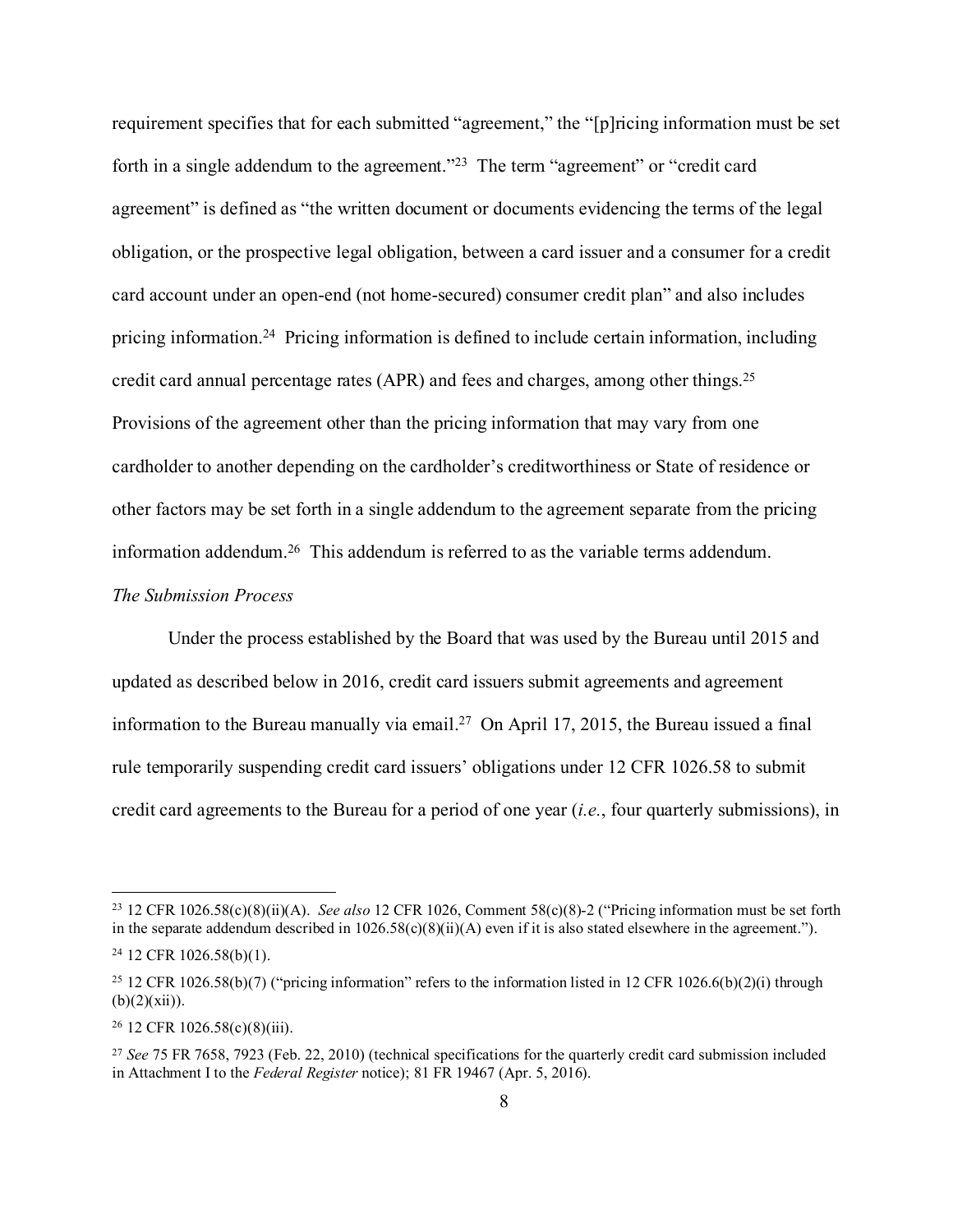requirement specifies that for each submitted "agreement," the "[p]ricing information must be set forth in a single addendum to the agreement."[23] The term "agreement" or "credit card agreement" is defined as "the written document or documents evidencing the terms of the legal obligation, or the prospective legal obligation, between a card issuer and a consumer for a credit card account under an open-end (not home-secured) consumer credit plan" and also includes pricing information.[24] Pricing information is defined to include certain information, including credit card annual percentage rates (APR) and fees and charges, among other things.[25] Provisions of the agreement other than the pricing information that may vary from one cardholder to another depending on the cardholder's creditworthiness or State of residence or other factors may be set forth in a single addendum to the agreement separate from the pricing information addendum.[26] This addendum is referred to as the variable terms addendum.

*The Submission Process*

Under the process established by the Board that was used by the Bureau until 2015 and updated as described below in 2016, credit card issuers submit agreements and agreement information to the Bureau manually via email.[27] On April 17, 2015, the Bureau issued a final rule temporarily suspending credit card issuers' obligations under 12 CFR 1026.58 to submit credit card agreements to the Bureau for a period of one year (*i.e.*, four quarterly submissions), in

---

[23] 12 CFR 1026.58(c)(8)(ii)(A). *See also* 12 CFR 1026, Comment 58(c)(8)-2 ("Pricing information must be set forth in the separate addendum described in 1026.58(c)(8)(ii)(A) even if it is also stated elsewhere in the agreement.").

[24] 12 CFR 1026.58(b)(1).

[25] 12 CFR 1026.58(b)(7) ("pricing information" refers to the information listed in 12 CFR 1026.6(b)(2)(i) through (b)(2)(xii)).

[26] 12 CFR 1026.58(c)(8)(iii).

[27] *See* 75 FR 7658, 7923 (Feb. 22, 2010) (technical specifications for the quarterly credit card submission included in Attachment I to the *Federal Register* notice); 81 FR 19467 (Apr. 5, 2016).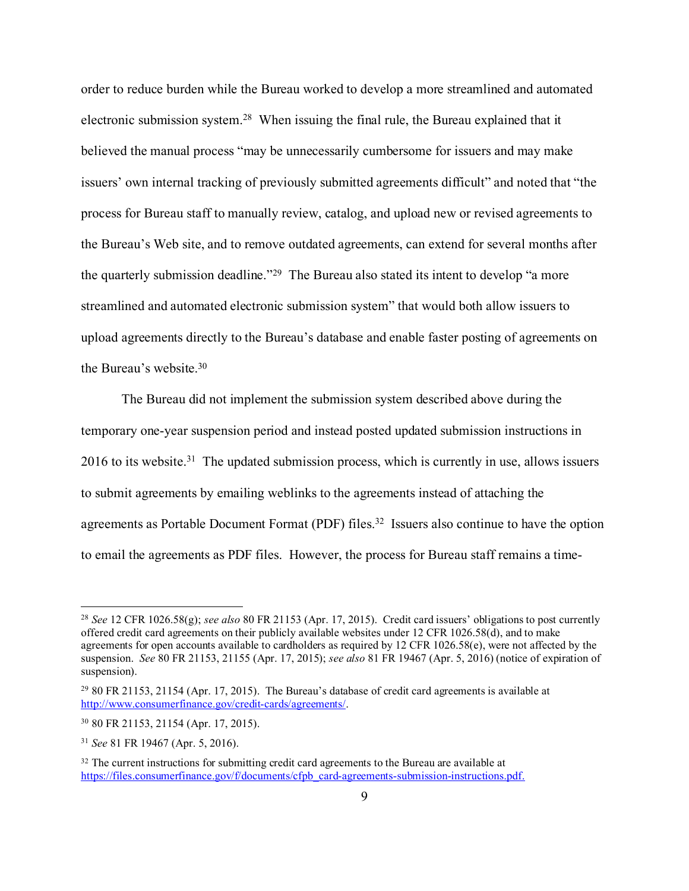order to reduce burden while the Bureau worked to develop a more streamlined and automated electronic submission system.[28] When issuing the final rule, the Bureau explained that it believed the manual process "may be unnecessarily cumbersome for issuers and may make issuers' own internal tracking of previously submitted agreements difficult" and noted that "the process for Bureau staff to manually review, catalog, and upload new or revised agreements to the Bureau's Web site, and to remove outdated agreements, can extend for several months after the quarterly submission deadline."[29] The Bureau also stated its intent to develop "a more streamlined and automated electronic submission system" that would both allow issuers to upload agreements directly to the Bureau's database and enable faster posting of agreements on the Bureau's website.[30]

The Bureau did not implement the submission system described above during the temporary one-year suspension period and instead posted updated submission instructions in 2016 to its website.[31] The updated submission process, which is currently in use, allows issuers to submit agreements by emailing weblinks to the agreements instead of attaching the agreements as Portable Document Format (PDF) files.[32] Issuers also continue to have the option to email the agreements as PDF files. However, the process for Bureau staff remains a time-

---

[28] *See* 12 CFR 1026.58(g); *see also* 80 FR 21153 (Apr. 17, 2015). Credit card issuers' obligations to post currently offered credit card agreements on their publicly available websites under 12 CFR 1026.58(d), and to make agreements for open accounts available to cardholders as required by 12 CFR 1026.58(e), were not affected by the suspension. *See* 80 FR 21153, 21155 (Apr. 17, 2015); *see also* 81 FR 19467 (Apr. 5, 2016) (notice of expiration of suspension).

[29] 80 FR 21153, 21154 (Apr. 17, 2015). The Bureau's database of credit card agreements is available at http://www.consumerfinance.gov/credit-cards/agreements/.

[30] 80 FR 21153, 21154 (Apr. 17, 2015).

[31] *See* 81 FR 19467 (Apr. 5, 2016).

[32] The current instructions for submitting credit card agreements to the Bureau are available at https://files.consumerfinance.gov/f/documents/cfpb_card-agreements-submission-instructions.pdf.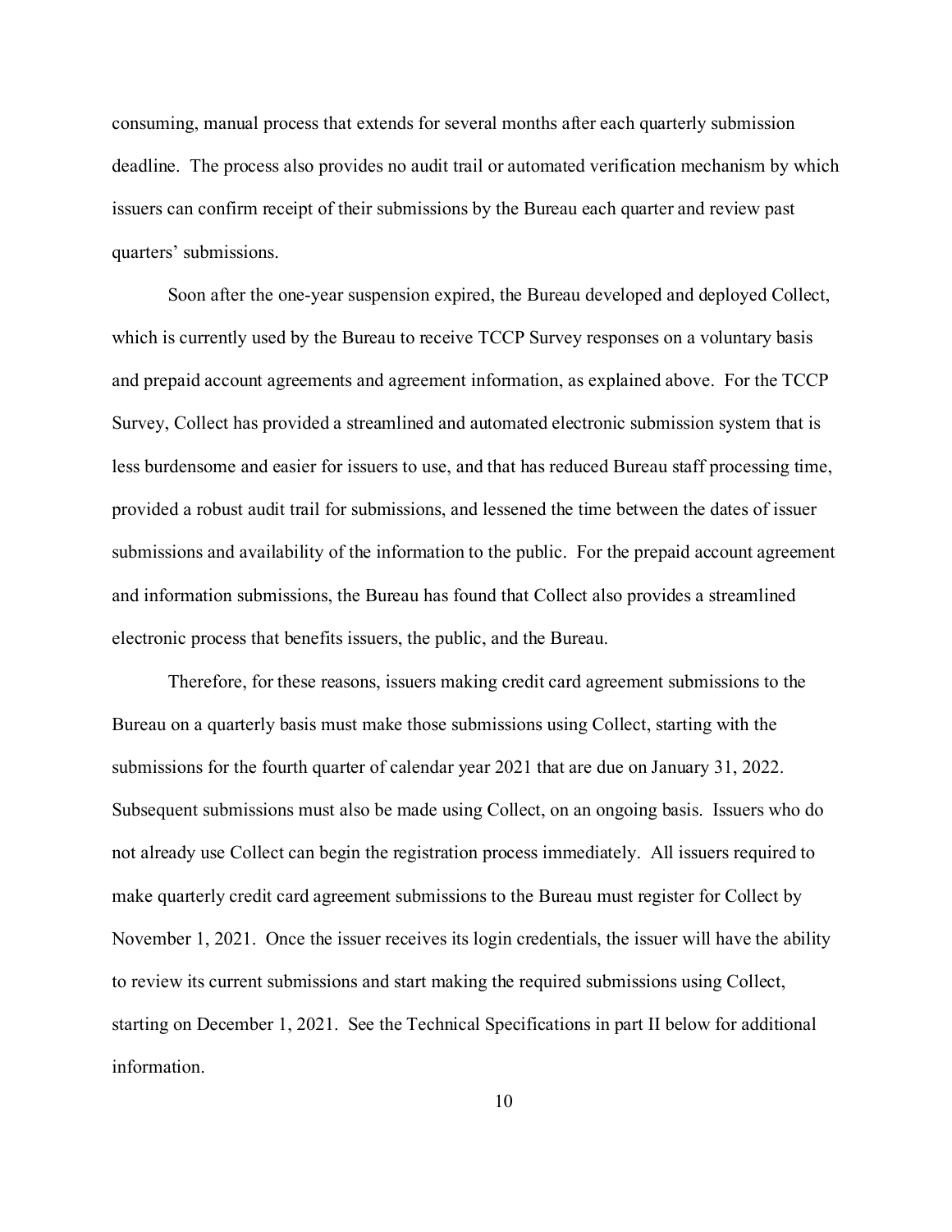consuming, manual process that extends for several months after each quarterly submission deadline. The process also provides no audit trail or automated verification mechanism by which issuers can confirm receipt of their submissions by the Bureau each quarter and review past quarters' submissions.

Soon after the one-year suspension expired, the Bureau developed and deployed Collect, which is currently used by the Bureau to receive TCCP Survey responses on a voluntary basis and prepaid account agreements and agreement information, as explained above. For the TCCP Survey, Collect has provided a streamlined and automated electronic submission system that is less burdensome and easier for issuers to use, and that has reduced Bureau staff processing time, provided a robust audit trail for submissions, and lessened the time between the dates of issuer submissions and availability of the information to the public. For the prepaid account agreement and information submissions, the Bureau has found that Collect also provides a streamlined electronic process that benefits issuers, the public, and the Bureau.

Therefore, for these reasons, issuers making credit card agreement submissions to the Bureau on a quarterly basis must make those submissions using Collect, starting with the submissions for the fourth quarter of calendar year 2021 that are due on January 31, 2022. Subsequent submissions must also be made using Collect, on an ongoing basis. Issuers who do not already use Collect can begin the registration process immediately. All issuers required to make quarterly credit card agreement submissions to the Bureau must register for Collect by November 1, 2021. Once the issuer receives its login credentials, the issuer will have the ability to review its current submissions and start making the required submissions using Collect, starting on December 1, 2021. See the Technical Specifications in part II below for additional information.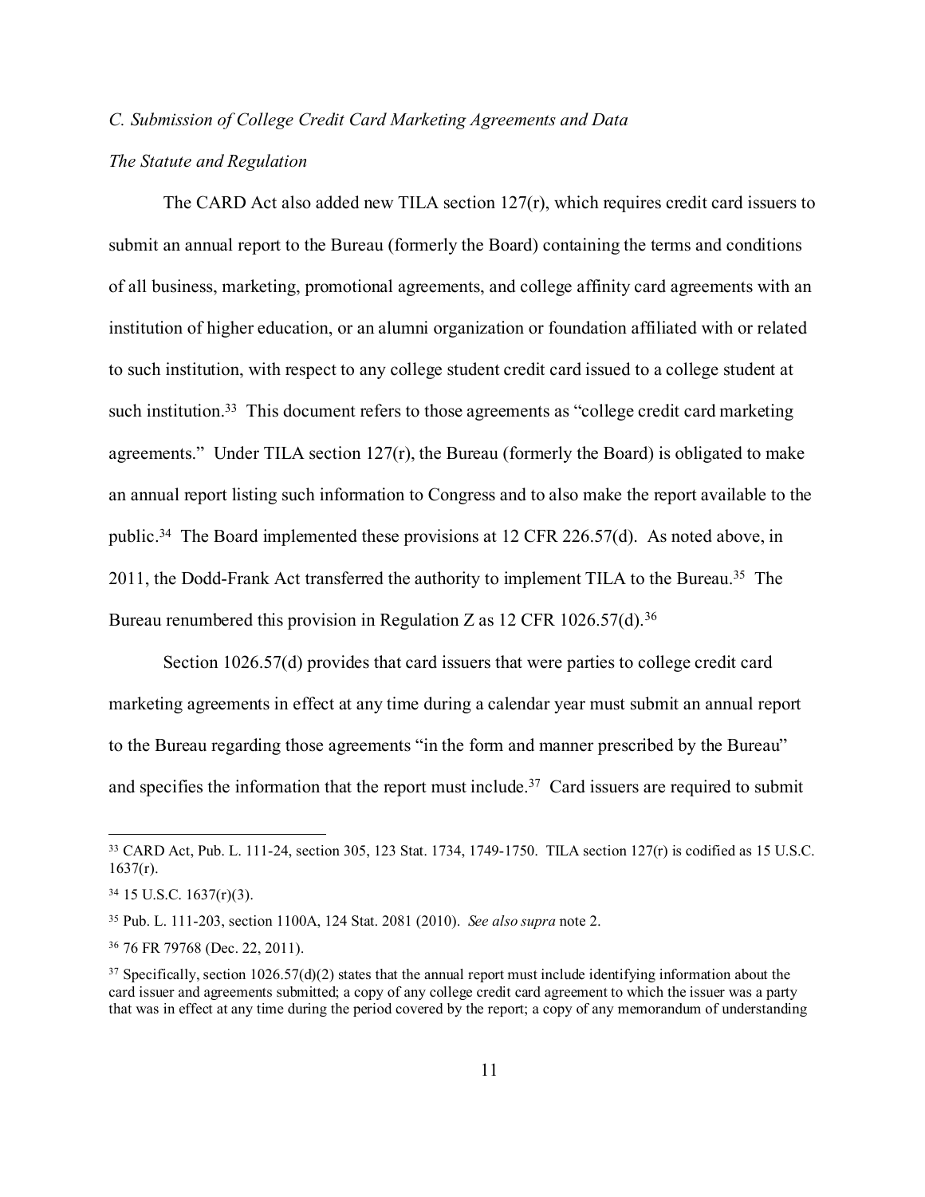*C. Submission of College Credit Card Marketing Agreements and Data*

*The Statute and Regulation*

The CARD Act also added new TILA section 127(r), which requires credit card issuers to submit an annual report to the Bureau (formerly the Board) containing the terms and conditions of all business, marketing, promotional agreements, and college affinity card agreements with an institution of higher education, or an alumni organization or foundation affiliated with or related to such institution, with respect to any college student credit card issued to a college student at such institution.[33] This document refers to those agreements as "college credit card marketing agreements." Under TILA section 127(r), the Bureau (formerly the Board) is obligated to make an annual report listing such information to Congress and to also make the report available to the public.[34] The Board implemented these provisions at 12 CFR 226.57(d). As noted above, in 2011, the Dodd-Frank Act transferred the authority to implement TILA to the Bureau.[35] The Bureau renumbered this provision in Regulation Z as 12 CFR 1026.57(d).[36]

Section 1026.57(d) provides that card issuers that were parties to college credit card marketing agreements in effect at any time during a calendar year must submit an annual report to the Bureau regarding those agreements "in the form and manner prescribed by the Bureau" and specifies the information that the report must include.[37] Card issuers are required to submit

---

[33] CARD Act, Pub. L. 111-24, section 305, 123 Stat. 1734, 1749-1750. TILA section 127(r) is codified as 15 U.S.C. 1637(r).

[34] 15 U.S.C. 1637(r)(3).

[35] Pub. L. 111-203, section 1100A, 124 Stat. 2081 (2010). *See also supra* note 2.

[36] 76 FR 79768 (Dec. 22, 2011).

[37] Specifically, section 1026.57(d)(2) states that the annual report must include identifying information about the card issuer and agreements submitted; a copy of any college credit card agreement to which the issuer was a party that was in effect at any time during the period covered by the report; a copy of any memorandum of understanding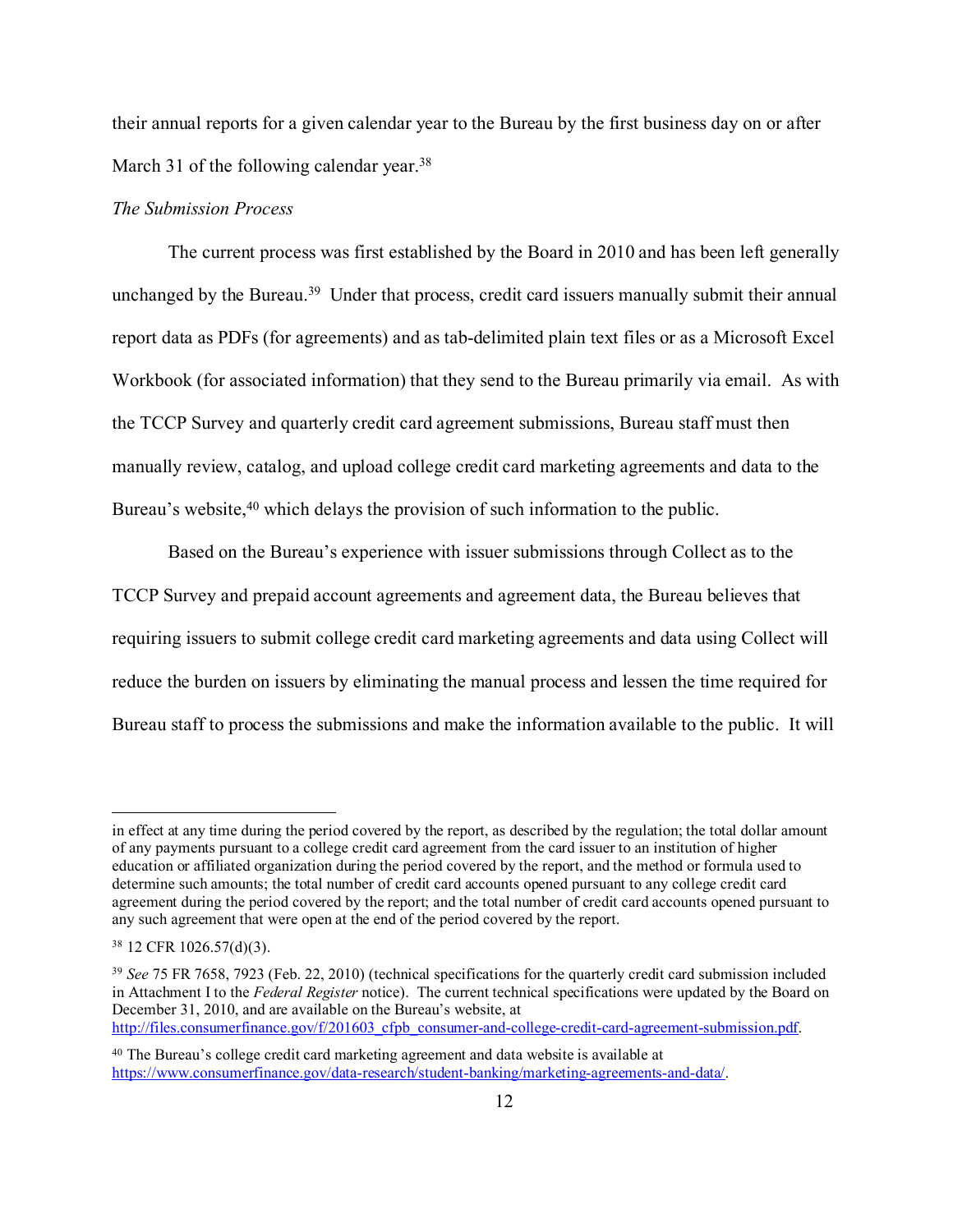their annual reports for a given calendar year to the Bureau by the first business day on or after March 31 of the following calendar year.[38]

*The Submission Process*

The current process was first established by the Board in 2010 and has been left generally unchanged by the Bureau.[39] Under that process, credit card issuers manually submit their annual report data as PDFs (for agreements) and as tab-delimited plain text files or as a Microsoft Excel Workbook (for associated information) that they send to the Bureau primarily via email. As with the TCCP Survey and quarterly credit card agreement submissions, Bureau staff must then manually review, catalog, and upload college credit card marketing agreements and data to the Bureau's website,[40] which delays the provision of such information to the public.

Based on the Bureau's experience with issuer submissions through Collect as to the TCCP Survey and prepaid account agreements and agreement data, the Bureau believes that requiring issuers to submit college credit card marketing agreements and data using Collect will reduce the burden on issuers by eliminating the manual process and lessen the time required for Bureau staff to process the submissions and make the information available to the public. It will

---

in effect at any time during the period covered by the report, as described by the regulation; the total dollar amount of any payments pursuant to a college credit card agreement from the card issuer to an institution of higher education or affiliated organization during the period covered by the report, and the method or formula used to determine such amounts; the total number of credit card accounts opened pursuant to any college credit card agreement during the period covered by the report; and the total number of credit card accounts opened pursuant to any such agreement that were open at the end of the period covered by the report.

[38] 12 CFR 1026.57(d)(3).

[39] *See* 75 FR 7658, 7923 (Feb. 22, 2010) (technical specifications for the quarterly credit card submission included in Attachment I to the *Federal Register* notice). The current technical specifications were updated by the Board on December 31, 2010, and are available on the Bureau's website, at http://files.consumerfinance.gov/f/201603_cfpb_consumer-and-college-credit-card-agreement-submission.pdf.

[40] The Bureau's college credit card marketing agreement and data website is available at https://www.consumerfinance.gov/data-research/student-banking/marketing-agreements-and-data/.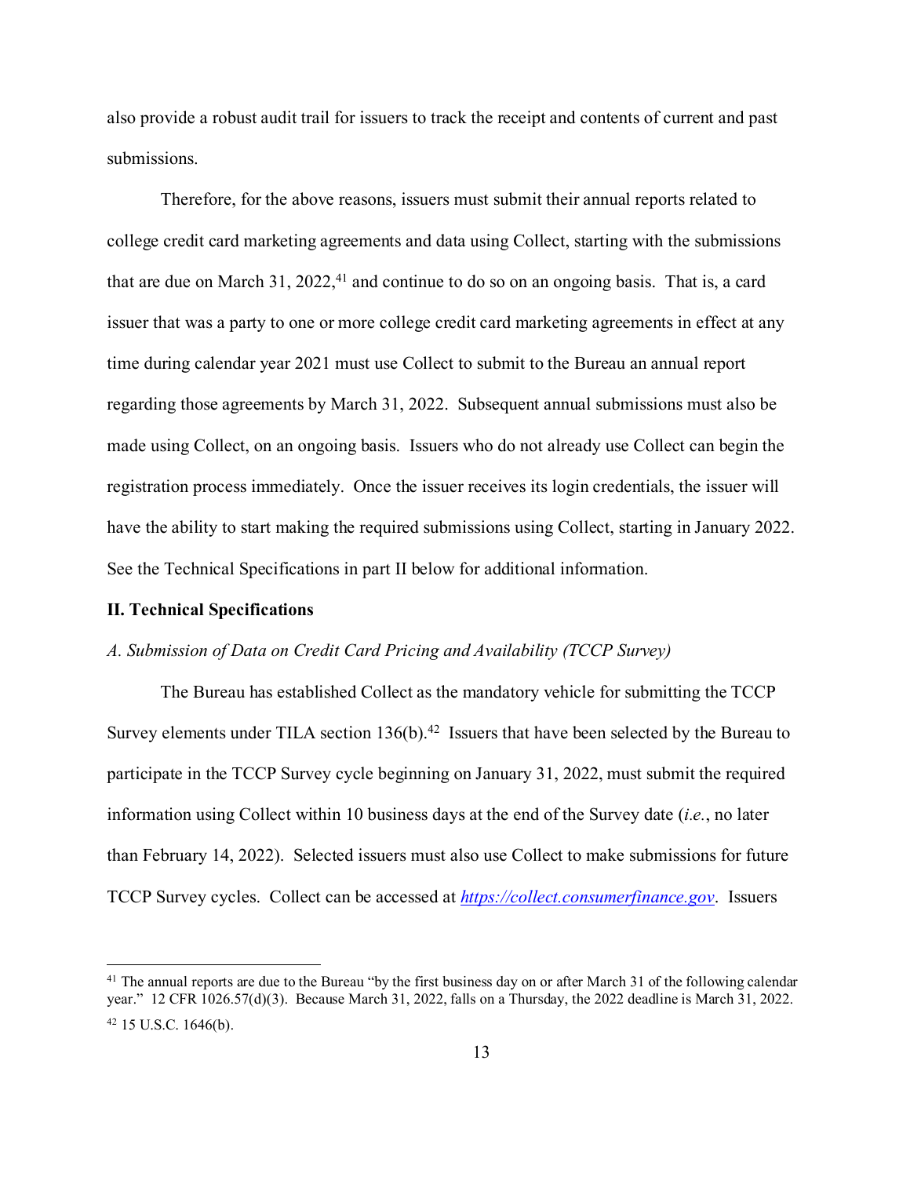also provide a robust audit trail for issuers to track the receipt and contents of current and past submissions.

Therefore, for the above reasons, issuers must submit their annual reports related to college credit card marketing agreements and data using Collect, starting with the submissions that are due on March 31, 2022,[41] and continue to do so on an ongoing basis. That is, a card issuer that was a party to one or more college credit card marketing agreements in effect at any time during calendar year 2021 must use Collect to submit to the Bureau an annual report regarding those agreements by March 31, 2022. Subsequent annual submissions must also be made using Collect, on an ongoing basis. Issuers who do not already use Collect can begin the registration process immediately. Once the issuer receives its login credentials, the issuer will have the ability to start making the required submissions using Collect, starting in January 2022. See the Technical Specifications in part II below for additional information.

## II. Technical Specifications

### *A. Submission of Data on Credit Card Pricing and Availability (TCCP Survey)*

The Bureau has established Collect as the mandatory vehicle for submitting the TCCP Survey elements under TILA section 136(b).[42] Issuers that have been selected by the Bureau to participate in the TCCP Survey cycle beginning on January 31, 2022, must submit the required information using Collect within 10 business days at the end of the Survey date (*i.e.*, no later than February 14, 2022). Selected issuers must also use Collect to make submissions for future TCCP Survey cycles. Collect can be accessed at [*https://collect.consumerfinance.gov*](https://collect.consumerfinance.gov). Issuers

---

[41] The annual reports are due to the Bureau "by the first business day on or after March 31 of the following calendar year." 12 CFR 1026.57(d)(3). Because March 31, 2022, falls on a Thursday, the 2022 deadline is March 31, 2022.

[42] 15 U.S.C. 1646(b).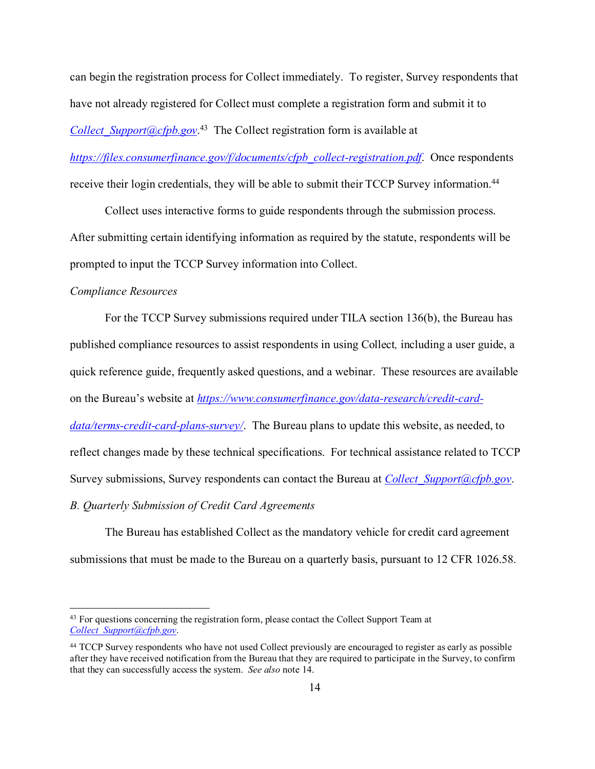can begin the registration process for Collect immediately. To register, Survey respondents that have not already registered for Collect must complete a registration form and submit it to Collect_Support@cfpb.gov.[43] The Collect registration form is available at https://files.consumerfinance.gov/f/documents/cfpb_collect-registration.pdf. Once respondents receive their login credentials, they will be able to submit their TCCP Survey information.[44]

Collect uses interactive forms to guide respondents through the submission process. After submitting certain identifying information as required by the statute, respondents will be prompted to input the TCCP Survey information into Collect.

*Compliance Resources*

For the TCCP Survey submissions required under TILA section 136(b), the Bureau has published compliance resources to assist respondents in using Collect, including a user guide, a quick reference guide, frequently asked questions, and a webinar. These resources are available on the Bureau's website at https://www.consumerfinance.gov/data-research/credit-card-data/terms-credit-card-plans-survey/. The Bureau plans to update this website, as needed, to reflect changes made by these technical specifications. For technical assistance related to TCCP Survey submissions, Survey respondents can contact the Bureau at Collect_Support@cfpb.gov.

*B. Quarterly Submission of Credit Card Agreements*

The Bureau has established Collect as the mandatory vehicle for credit card agreement submissions that must be made to the Bureau on a quarterly basis, pursuant to 12 CFR 1026.58.

---

[43] For questions concerning the registration form, please contact the Collect Support Team at Collect_Support@cfpb.gov.

[44] TCCP Survey respondents who have not used Collect previously are encouraged to register as early as possible after they have received notification from the Bureau that they are required to participate in the Survey, to confirm that they can successfully access the system. *See also* note 14.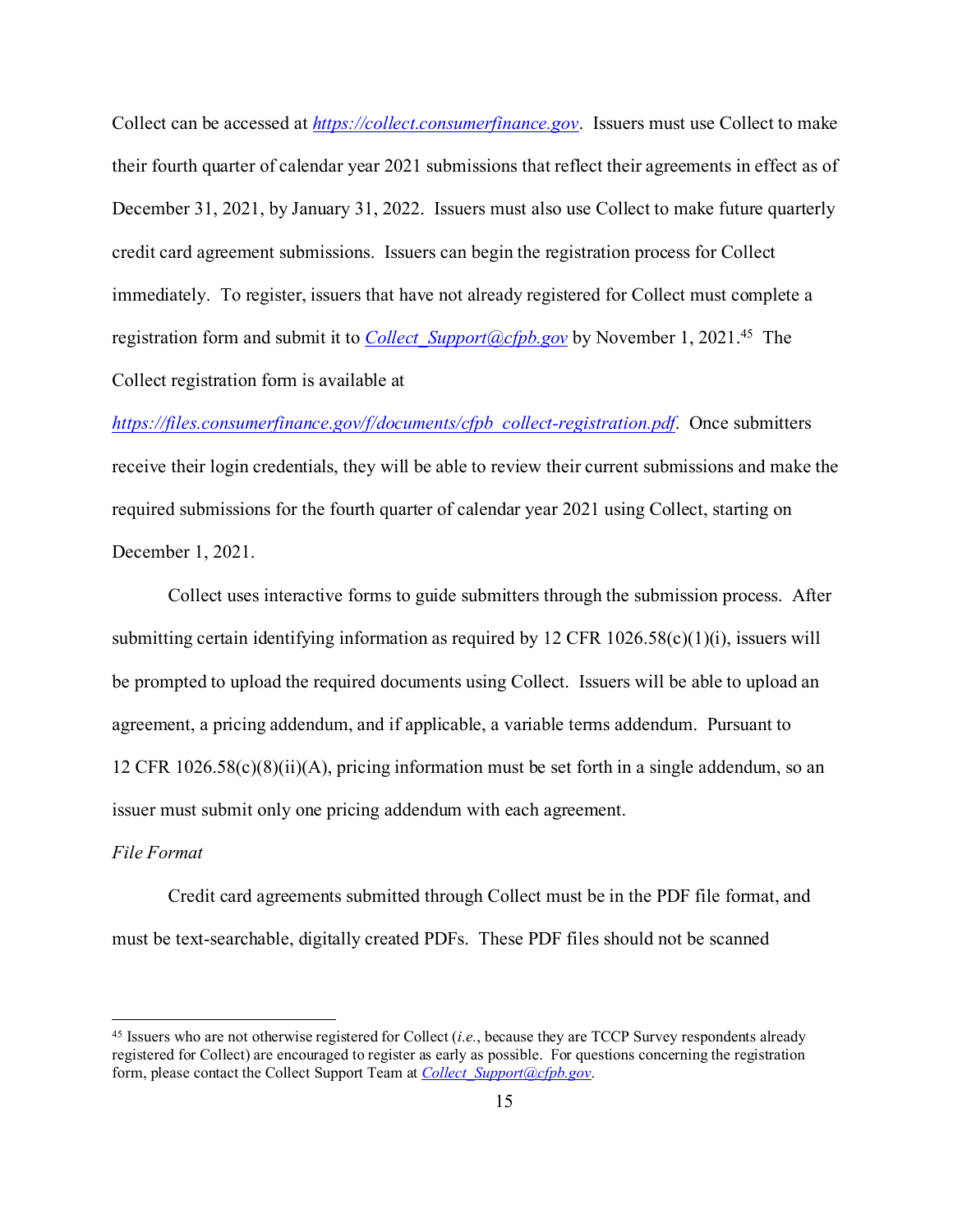Collect can be accessed at *https://collect.consumerfinance.gov*. Issuers must use Collect to make their fourth quarter of calendar year 2021 submissions that reflect their agreements in effect as of December 31, 2021, by January 31, 2022. Issuers must also use Collect to make future quarterly credit card agreement submissions. Issuers can begin the registration process for Collect immediately. To register, issuers that have not already registered for Collect must complete a registration form and submit it to *Collect_Support@cfpb.gov* by November 1, 2021.[45] The Collect registration form is available at *https://files.consumerfinance.gov/f/documents/cfpb_collect-registration.pdf*. Once submitters receive their login credentials, they will be able to review their current submissions and make the required submissions for the fourth quarter of calendar year 2021 using Collect, starting on December 1, 2021.

Collect uses interactive forms to guide submitters through the submission process. After submitting certain identifying information as required by 12 CFR 1026.58(c)(1)(i), issuers will be prompted to upload the required documents using Collect. Issuers will be able to upload an agreement, a pricing addendum, and if applicable, a variable terms addendum. Pursuant to 12 CFR 1026.58(c)(8)(ii)(A), pricing information must be set forth in a single addendum, so an issuer must submit only one pricing addendum with each agreement.

*File Format*

Credit card agreements submitted through Collect must be in the PDF file format, and must be text-searchable, digitally created PDFs. These PDF files should not be scanned

[45] Issuers who are not otherwise registered for Collect (*i.e.*, because they are TCCP Survey respondents already registered for Collect) are encouraged to register as early as possible. For questions concerning the registration form, please contact the Collect Support Team at *Collect_Support@cfpb.gov*.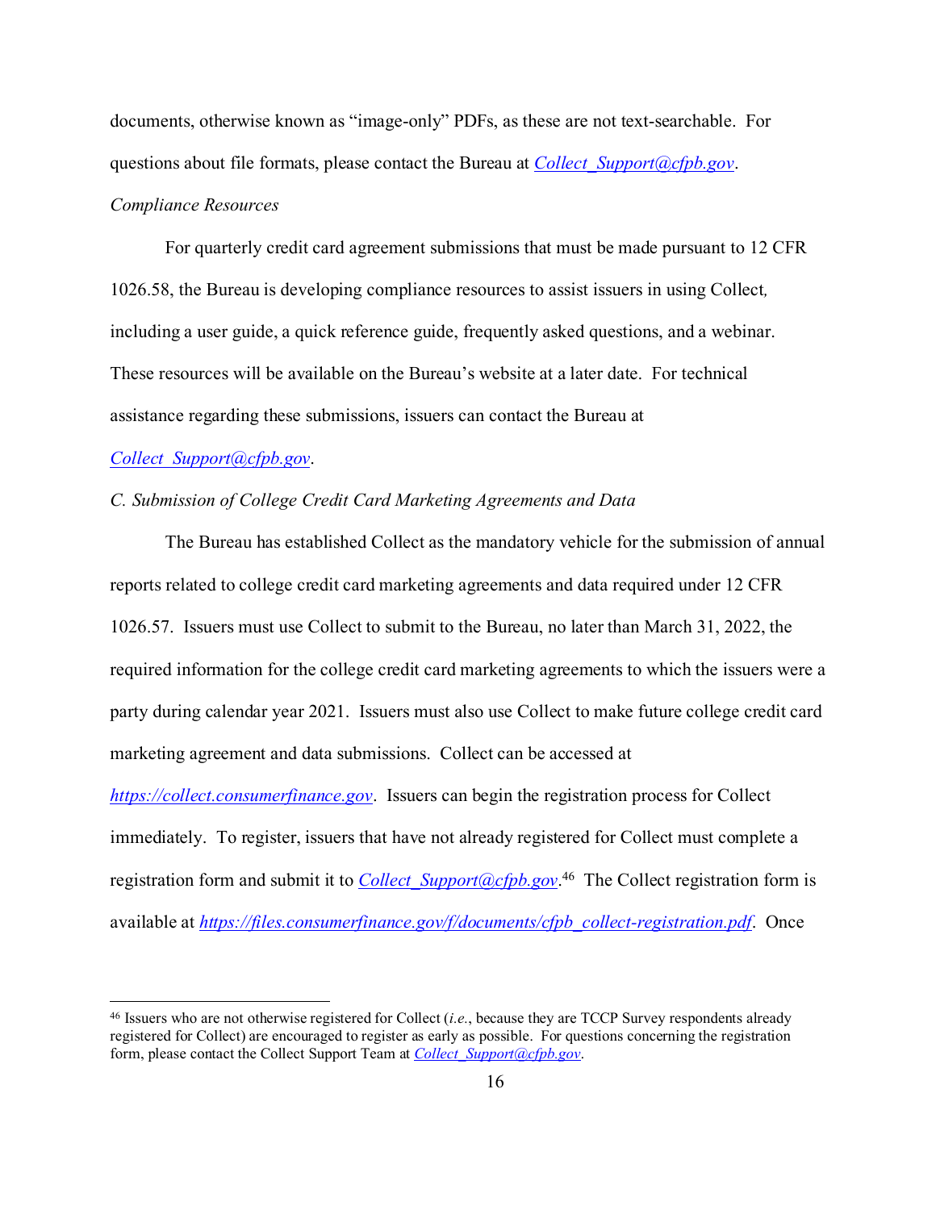documents, otherwise known as "image-only" PDFs, as these are not text-searchable. For questions about file formats, please contact the Bureau at [Collect_Support@cfpb.gov](mailto:Collect_Support@cfpb.gov).

*Compliance Resources*

For quarterly credit card agreement submissions that must be made pursuant to 12 CFR 1026.58, the Bureau is developing compliance resources to assist issuers in using Collect, including a user guide, a quick reference guide, frequently asked questions, and a webinar. These resources will be available on the Bureau's website at a later date. For technical assistance regarding these submissions, issuers can contact the Bureau at [Collect_Support@cfpb.gov](mailto:Collect_Support@cfpb.gov).

*C. Submission of College Credit Card Marketing Agreements and Data*

The Bureau has established Collect as the mandatory vehicle for the submission of annual reports related to college credit card marketing agreements and data required under 12 CFR 1026.57. Issuers must use Collect to submit to the Bureau, no later than March 31, 2022, the required information for the college credit card marketing agreements to which the issuers were a party during calendar year 2021. Issuers must also use Collect to make future college credit card marketing agreement and data submissions. Collect can be accessed at [https://collect.consumerfinance.gov](https://collect.consumerfinance.gov). Issuers can begin the registration process for Collect immediately. To register, issuers that have not already registered for Collect must complete a registration form and submit it to [Collect_Support@cfpb.gov](mailto:Collect_Support@cfpb.gov).[46] The Collect registration form is available at [https://files.consumerfinance.gov/f/documents/cfpb_collect-registration.pdf](https://files.consumerfinance.gov/f/documents/cfpb_collect-registration.pdf). Once

---

[46] Issuers who are not otherwise registered for Collect (*i.e.*, because they are TCCP Survey respondents already registered for Collect) are encouraged to register as early as possible. For questions concerning the registration form, please contact the Collect Support Team at [Collect_Support@cfpb.gov](mailto:Collect_Support@cfpb.gov).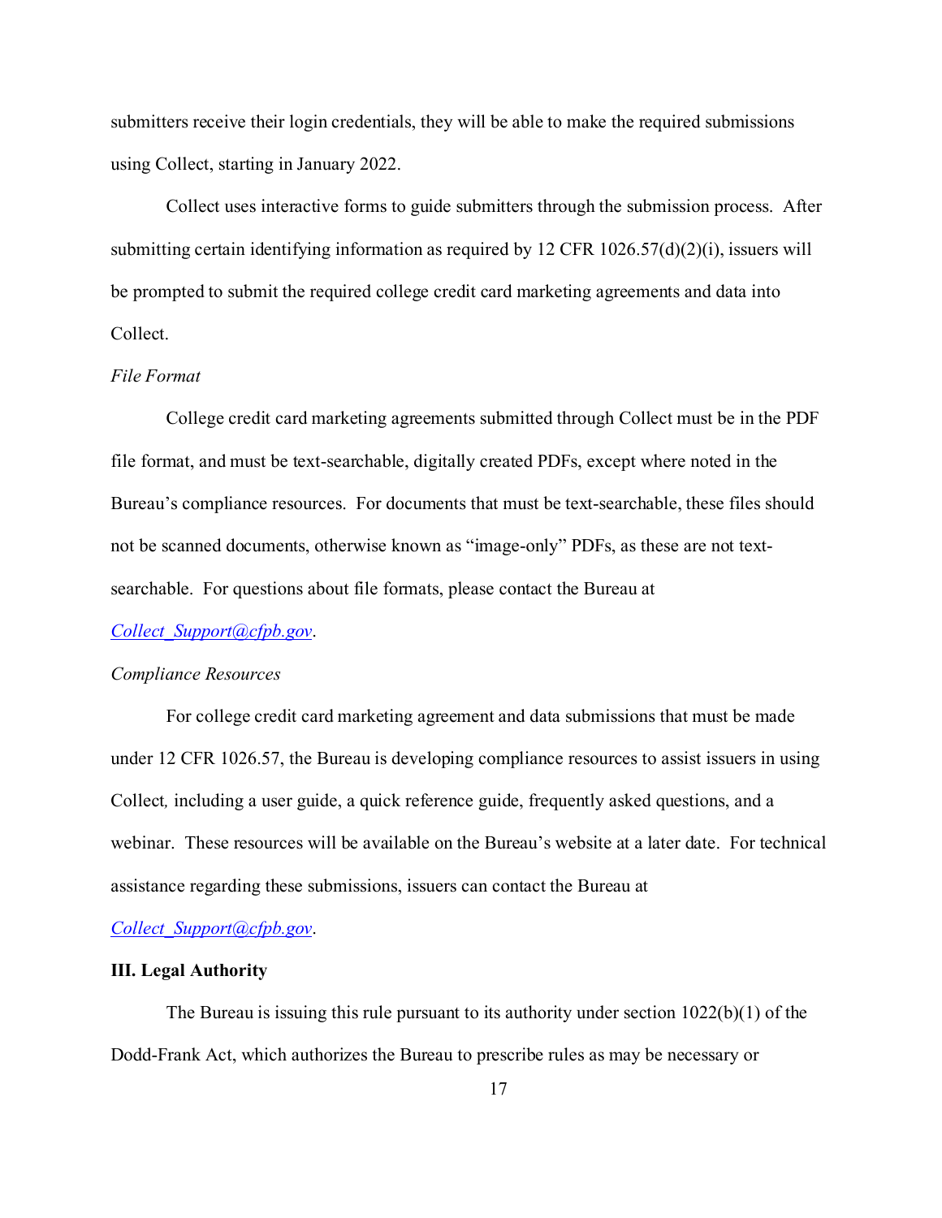submitters receive their login credentials, they will be able to make the required submissions using Collect, starting in January 2022.

Collect uses interactive forms to guide submitters through the submission process. After submitting certain identifying information as required by 12 CFR 1026.57(d)(2)(i), issuers will be prompted to submit the required college credit card marketing agreements and data into Collect.

*File Format*

College credit card marketing agreements submitted through Collect must be in the PDF file format, and must be text-searchable, digitally created PDFs, except where noted in the Bureau's compliance resources. For documents that must be text-searchable, these files should not be scanned documents, otherwise known as "image-only" PDFs, as these are not text-searchable. For questions about file formats, please contact the Bureau at Collect_Support@cfpb.gov.

*Compliance Resources*

For college credit card marketing agreement and data submissions that must be made under 12 CFR 1026.57, the Bureau is developing compliance resources to assist issuers in using Collect, including a user guide, a quick reference guide, frequently asked questions, and a webinar. These resources will be available on the Bureau's website at a later date. For technical assistance regarding these submissions, issuers can contact the Bureau at Collect_Support@cfpb.gov.

## III. Legal Authority

The Bureau is issuing this rule pursuant to its authority under section 1022(b)(1) of the Dodd-Frank Act, which authorizes the Bureau to prescribe rules as may be necessary or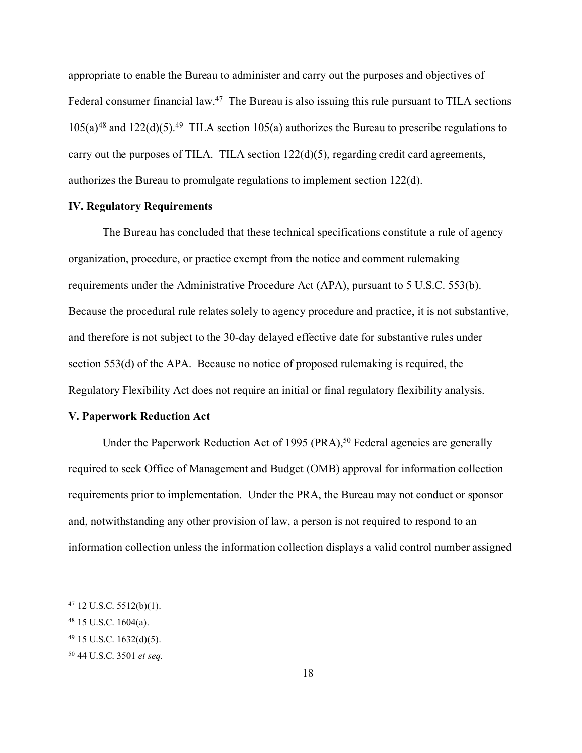appropriate to enable the Bureau to administer and carry out the purposes and objectives of Federal consumer financial law.[47] The Bureau is also issuing this rule pursuant to TILA sections 105(a)[48] and 122(d)(5).[49] TILA section 105(a) authorizes the Bureau to prescribe regulations to carry out the purposes of TILA. TILA section 122(d)(5), regarding credit card agreements, authorizes the Bureau to promulgate regulations to implement section 122(d).

**IV. Regulatory Requirements**

The Bureau has concluded that these technical specifications constitute a rule of agency organization, procedure, or practice exempt from the notice and comment rulemaking requirements under the Administrative Procedure Act (APA), pursuant to 5 U.S.C. 553(b). Because the procedural rule relates solely to agency procedure and practice, it is not substantive, and therefore is not subject to the 30-day delayed effective date for substantive rules under section 553(d) of the APA. Because no notice of proposed rulemaking is required, the Regulatory Flexibility Act does not require an initial or final regulatory flexibility analysis.

**V. Paperwork Reduction Act**

Under the Paperwork Reduction Act of 1995 (PRA),[50] Federal agencies are generally required to seek Office of Management and Budget (OMB) approval for information collection requirements prior to implementation. Under the PRA, the Bureau may not conduct or sponsor and, notwithstanding any other provision of law, a person is not required to respond to an information collection unless the information collection displays a valid control number assigned

---

[47] 12 U.S.C. 5512(b)(1).

[48] 15 U.S.C. 1604(a).

[49] 15 U.S.C. 1632(d)(5).

[50] 44 U.S.C. 3501 *et seq.*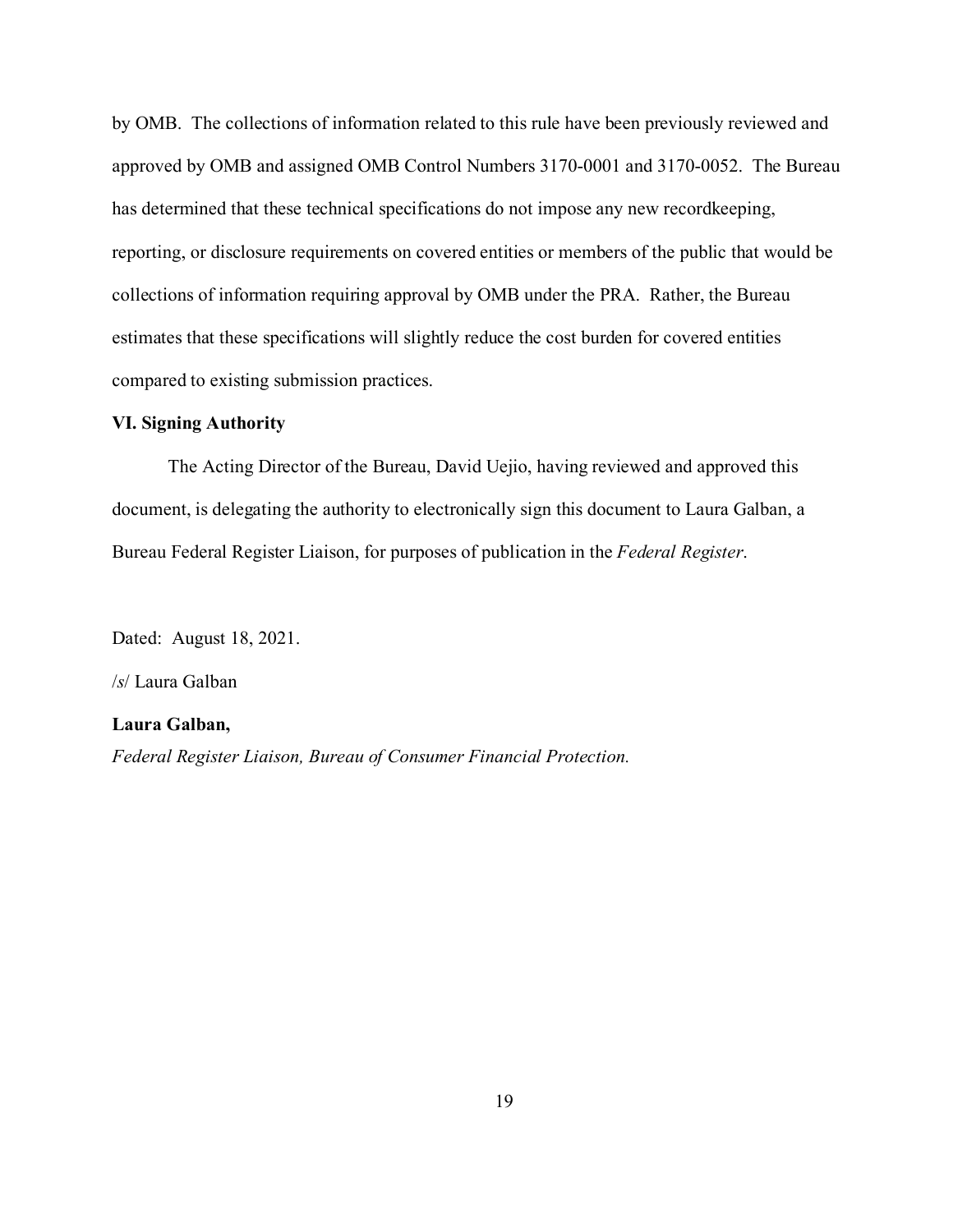by OMB. The collections of information related to this rule have been previously reviewed and approved by OMB and assigned OMB Control Numbers 3170-0001 and 3170-0052. The Bureau has determined that these technical specifications do not impose any new recordkeeping, reporting, or disclosure requirements on covered entities or members of the public that would be collections of information requiring approval by OMB under the PRA. Rather, the Bureau estimates that these specifications will slightly reduce the cost burden for covered entities compared to existing submission practices.

**VI. Signing Authority**

The Acting Director of the Bureau, David Uejio, having reviewed and approved this document, is delegating the authority to electronically sign this document to Laura Galban, a Bureau Federal Register Liaison, for purposes of publication in the *Federal Register*.

Dated: August 18, 2021.

/*s*/ Laura Galban

**Laura Galban,**

*Federal Register Liaison, Bureau of Consumer Financial Protection.*